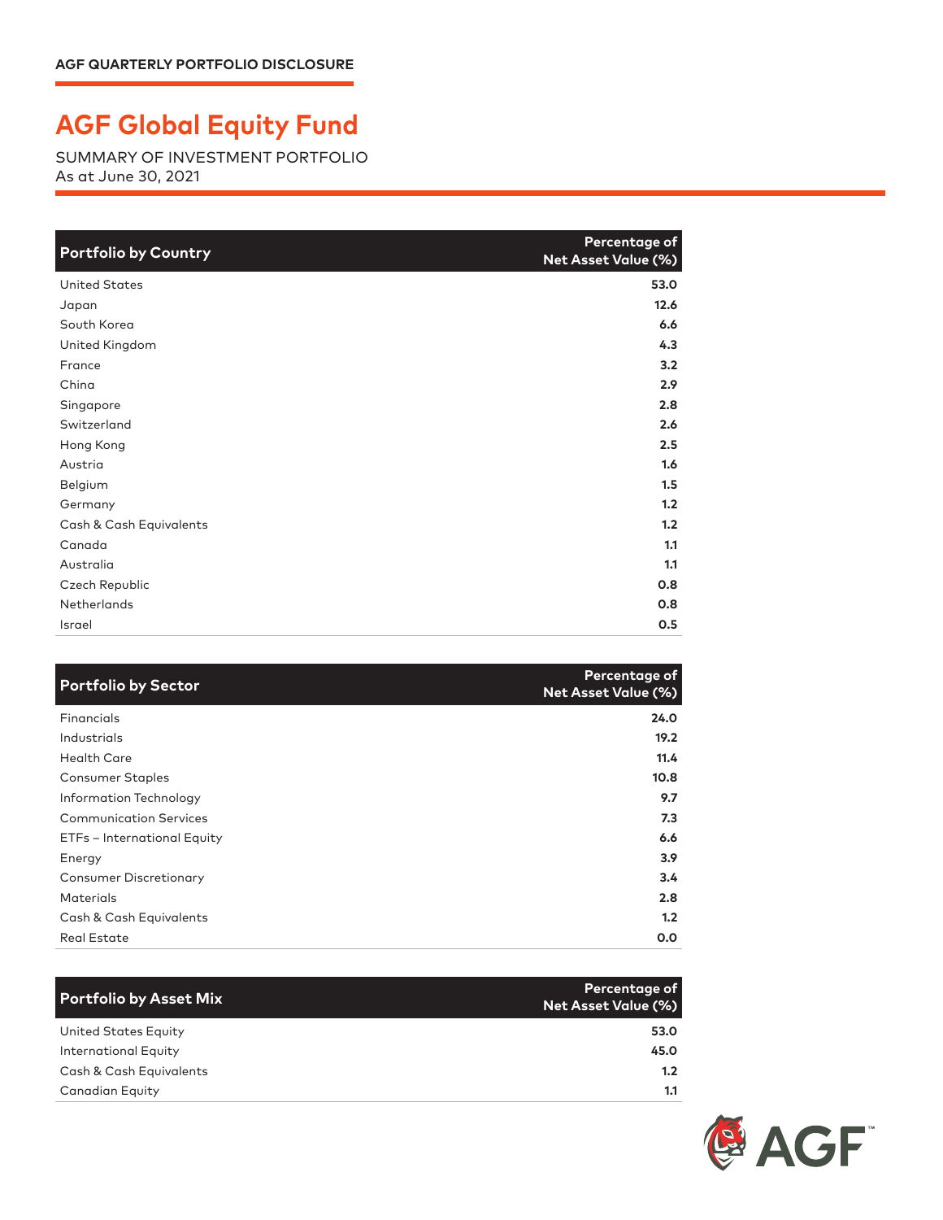AGF QUARTERLY PORTFOLIO DISCLOSURE

# AGF Global Equity Fund

SUMMARY OF INVESTMENT PORTFOLIO
As at June 30, 2021

| Portfolio by Country | Percentage of Net Asset Value (%) |
|---|---|
| United States | 53.0 |
| Japan | 12.6 |
| South Korea | 6.6 |
| United Kingdom | 4.3 |
| France | 3.2 |
| China | 2.9 |
| Singapore | 2.8 |
| Switzerland | 2.6 |
| Hong Kong | 2.5 |
| Austria | 1.6 |
| Belgium | 1.5 |
| Germany | 1.2 |
| Cash & Cash Equivalents | 1.2 |
| Canada | 1.1 |
| Australia | 1.1 |
| Czech Republic | 0.8 |
| Netherlands | 0.8 |
| Israel | 0.5 |

| Portfolio by Sector | Percentage of Net Asset Value (%) |
|---|---|
| Financials | 24.0 |
| Industrials | 19.2 |
| Health Care | 11.4 |
| Consumer Staples | 10.8 |
| Information Technology | 9.7 |
| Communication Services | 7.3 |
| ETFs – International Equity | 6.6 |
| Energy | 3.9 |
| Consumer Discretionary | 3.4 |
| Materials | 2.8 |
| Cash & Cash Equivalents | 1.2 |
| Real Estate | 0.0 |

| Portfolio by Asset Mix | Percentage of Net Asset Value (%) |
|---|---|
| United States Equity | 53.0 |
| International Equity | 45.0 |
| Cash & Cash Equivalents | 1.2 |
| Canadian Equity | 1.1 |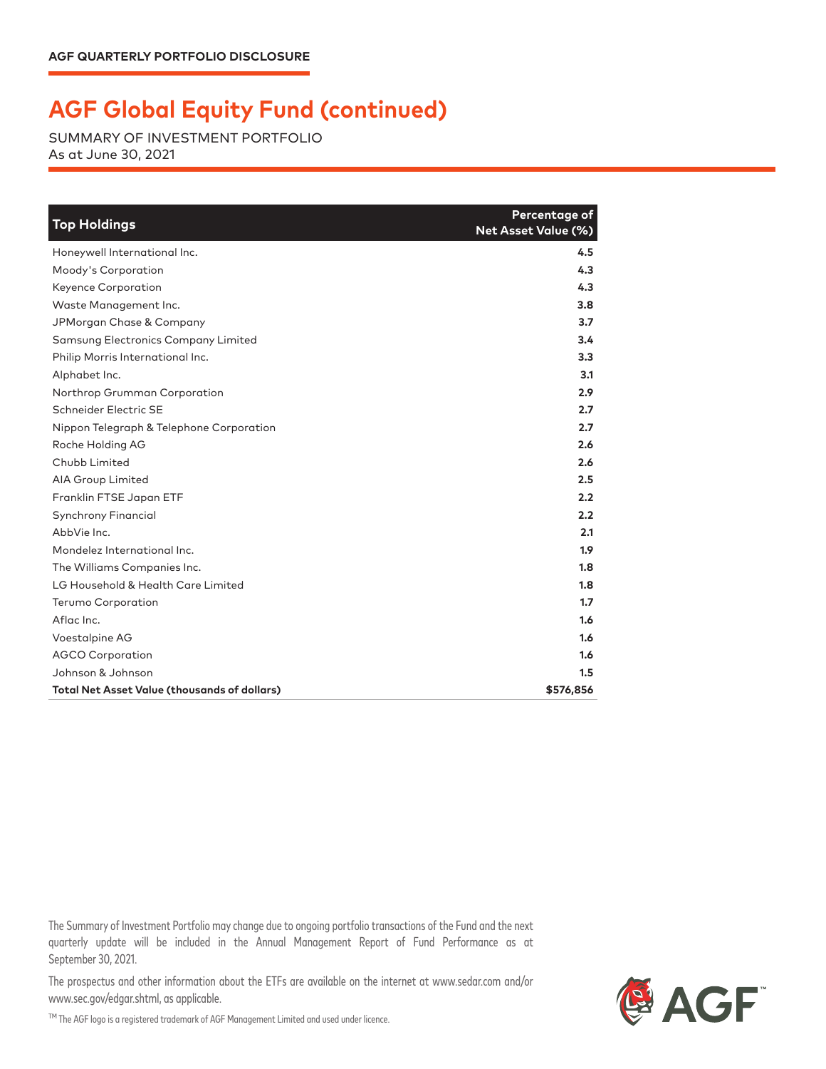**AGF QUARTERLY PORTFOLIO DISCLOSURE**

# AGF Global Equity Fund (continued)

SUMMARY OF INVESTMENT PORTFOLIO
As at June 30, 2021

| Top Holdings | Percentage of Net Asset Value (%) |
|---|---|
| Honeywell International Inc. | **4.5** |
| Moody's Corporation | **4.3** |
| Keyence Corporation | **4.3** |
| Waste Management Inc. | **3.8** |
| JPMorgan Chase & Company | **3.7** |
| Samsung Electronics Company Limited | **3.4** |
| Philip Morris International Inc. | **3.3** |
| Alphabet Inc. | **3.1** |
| Northrop Grumman Corporation | **2.9** |
| Schneider Electric SE | **2.7** |
| Nippon Telegraph & Telephone Corporation | **2.7** |
| Roche Holding AG | **2.6** |
| Chubb Limited | **2.6** |
| AIA Group Limited | **2.5** |
| Franklin FTSE Japan ETF | **2.2** |
| Synchrony Financial | **2.2** |
| AbbVie Inc. | **2.1** |
| Mondelez International Inc. | **1.9** |
| The Williams Companies Inc. | **1.8** |
| LG Household & Health Care Limited | **1.8** |
| Terumo Corporation | **1.7** |
| Aflac Inc. | **1.6** |
| Voestalpine AG | **1.6** |
| AGCO Corporation | **1.6** |
| Johnson & Johnson | **1.5** |
| **Total Net Asset Value (thousands of dollars)** | **$576,856** |

The Summary of Investment Portfolio may change due to ongoing portfolio transactions of the Fund and the next quarterly update will be included in the Annual Management Report of Fund Performance as at September 30, 2021.

The prospectus and other information about the ETFs are available on the internet at www.sedar.com and/or www.sec.gov/edgar.shtml, as applicable.

TM The AGF logo is a registered trademark of AGF Management Limited and used under licence.